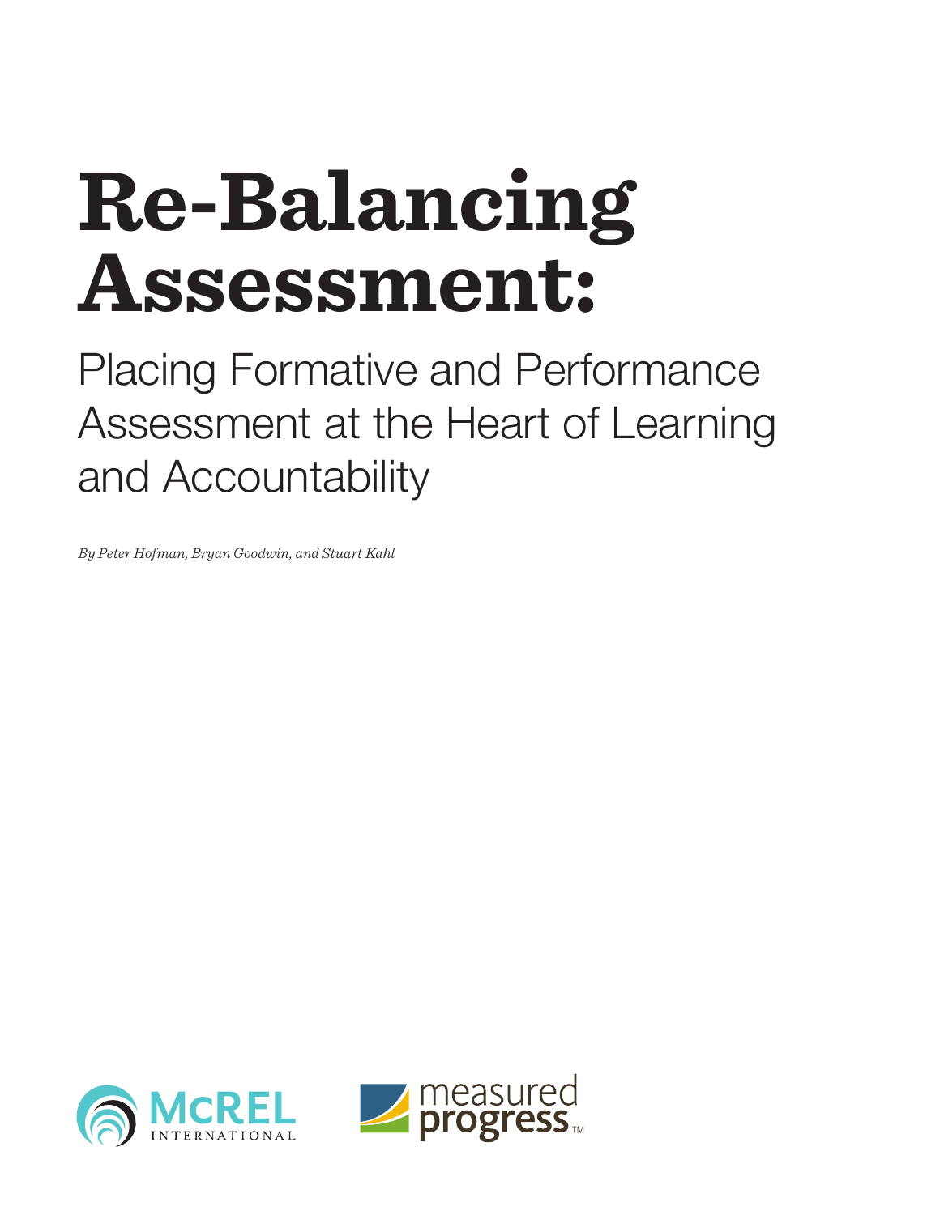# Re-Balancing Assessment:

## Placing Formative and Performance Assessment at the Heart of Learning and Accountability

*By Peter Hofman, Bryan Goodwin, and Stuart Kahl*

McREL INTERNATIONAL

measured progress™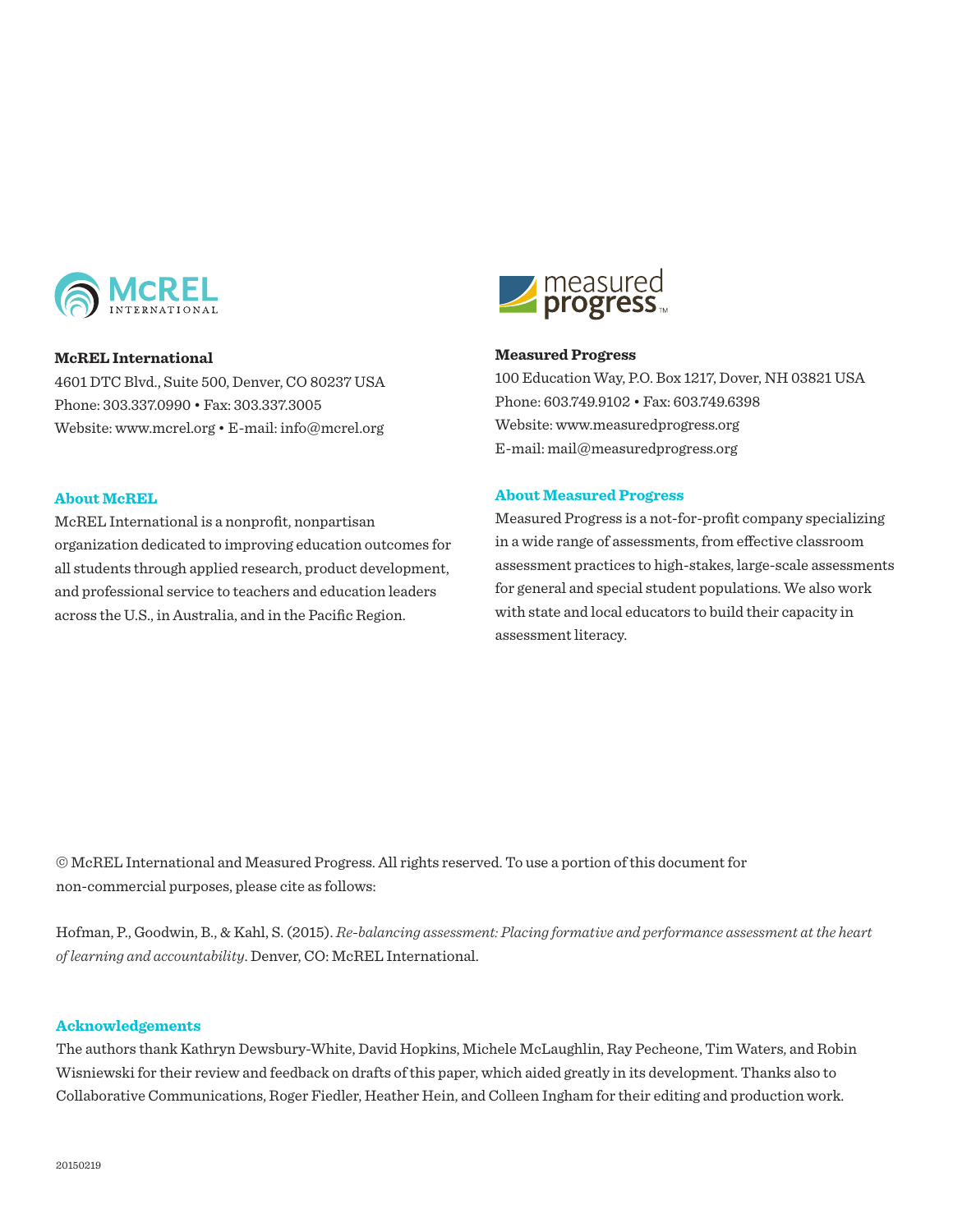**McREL International**

4601 DTC Blvd., Suite 500, Denver, CO 80237 USA
Phone: 303.337.0990 • Fax: 303.337.3005
Website: www.mcrel.org • E-mail: info@mcrel.org

### About McREL

McREL International is a nonprofit, nonpartisan organization dedicated to improving education outcomes for all students through applied research, product development, and professional service to teachers and education leaders across the U.S., in Australia, and in the Pacific Region.

**Measured Progress**

100 Education Way, P.O. Box 1217, Dover, NH 03821 USA
Phone: 603.749.9102 • Fax: 603.749.6398
Website: www.measuredprogress.org
E-mail: mail@measuredprogress.org

### About Measured Progress

Measured Progress is a not-for-profit company specializing in a wide range of assessments, from effective classroom assessment practices to high-stakes, large-scale assessments for general and special student populations. We also work with state and local educators to build their capacity in assessment literacy.

© McREL International and Measured Progress. All rights reserved. To use a portion of this document for non-commercial purposes, please cite as follows:

Hofman, P., Goodwin, B., & Kahl, S. (2015). *Re-balancing assessment: Placing formative and performance assessment at the heart of learning and accountability*. Denver, CO: McREL International.

### Acknowledgements

The authors thank Kathryn Dewsbury-White, David Hopkins, Michele McLaughlin, Ray Pecheone, Tim Waters, and Robin Wisniewski for their review and feedback on drafts of this paper, which aided greatly in its development. Thanks also to Collaborative Communications, Roger Fiedler, Heather Hein, and Colleen Ingham for their editing and production work.

20150219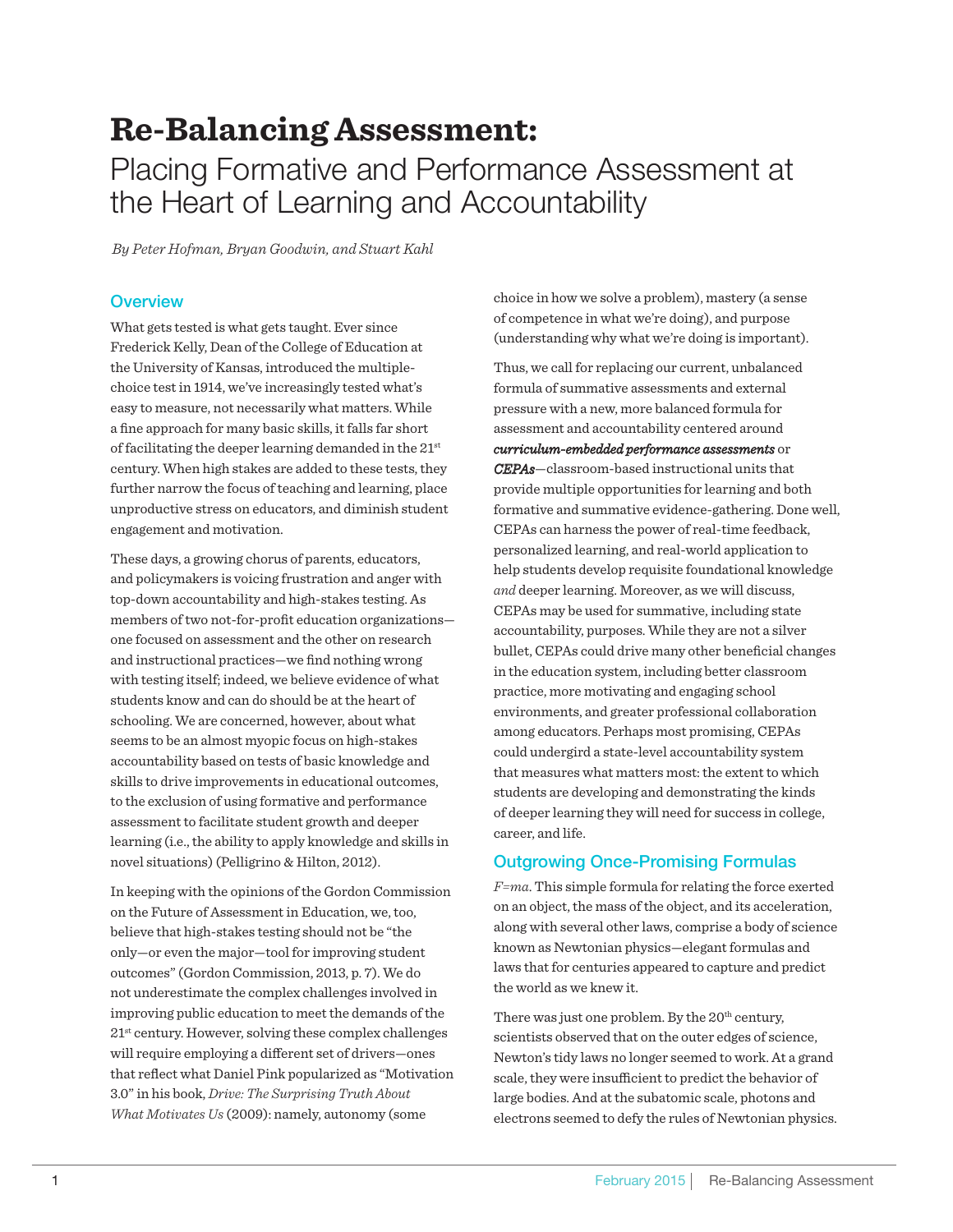# Re-Balancing Assessment:

## Placing Formative and Performance Assessment at the Heart of Learning and Accountability

*By Peter Hofman, Bryan Goodwin, and Stuart Kahl*

### Overview

What gets tested is what gets taught. Ever since Frederick Kelly, Dean of the College of Education at the University of Kansas, introduced the multiple-choice test in 1914, we've increasingly tested what's easy to measure, not necessarily what matters. While a fine approach for many basic skills, it falls far short of facilitating the deeper learning demanded in the 21st century. When high stakes are added to these tests, they further narrow the focus of teaching and learning, place unproductive stress on educators, and diminish student engagement and motivation.

These days, a growing chorus of parents, educators, and policymakers is voicing frustration and anger with top-down accountability and high-stakes testing. As members of two not-for-profit education organizations—one focused on assessment and the other on research and instructional practices—we find nothing wrong with testing itself; indeed, we believe evidence of what students know and can do should be at the heart of schooling. We are concerned, however, about what seems to be an almost myopic focus on high-stakes accountability based on tests of basic knowledge and skills to drive improvements in educational outcomes, to the exclusion of using formative and performance assessment to facilitate student growth and deeper learning (i.e., the ability to apply knowledge and skills in novel situations) (Pelligrino & Hilton, 2012).

In keeping with the opinions of the Gordon Commission on the Future of Assessment in Education, we, too, believe that high-stakes testing should not be "the only—or even the major—tool for improving student outcomes" (Gordon Commission, 2013, p. 7). We do not underestimate the complex challenges involved in improving public education to meet the demands of the 21st century. However, solving these complex challenges will require employing a different set of drivers—ones that reflect what Daniel Pink popularized as "Motivation 3.0" in his book, *Drive: The Surprising Truth About What Motivates Us* (2009): namely, autonomy (some choice in how we solve a problem), mastery (a sense of competence in what we're doing), and purpose (understanding why what we're doing is important).

Thus, we call for replacing our current, unbalanced formula of summative assessments and external pressure with a new, more balanced formula for assessment and accountability centered around ***curriculum-embedded performance assessments*** or ***CEPAs***—classroom-based instructional units that provide multiple opportunities for learning and both formative and summative evidence-gathering. Done well, CEPAs can harness the power of real-time feedback, personalized learning, and real-world application to help students develop requisite foundational knowledge *and* deeper learning. Moreover, as we will discuss, CEPAs may be used for summative, including state accountability, purposes. While they are not a silver bullet, CEPAs could drive many other beneficial changes in the education system, including better classroom practice, more motivating and engaging school environments, and greater professional collaboration among educators. Perhaps most promising, CEPAs could undergird a state-level accountability system that measures what matters most: the extent to which students are developing and demonstrating the kinds of deeper learning they will need for success in college, career, and life.

### Outgrowing Once-Promising Formulas

*F=ma*. This simple formula for relating the force exerted on an object, the mass of the object, and its acceleration, along with several other laws, comprise a body of science known as Newtonian physics—elegant formulas and laws that for centuries appeared to capture and predict the world as we knew it.

There was just one problem. By the 20th century, scientists observed that on the outer edges of science, Newton's tidy laws no longer seemed to work. At a grand scale, they were insufficient to predict the behavior of large bodies. And at the subatomic scale, photons and electrons seemed to defy the rules of Newtonian physics.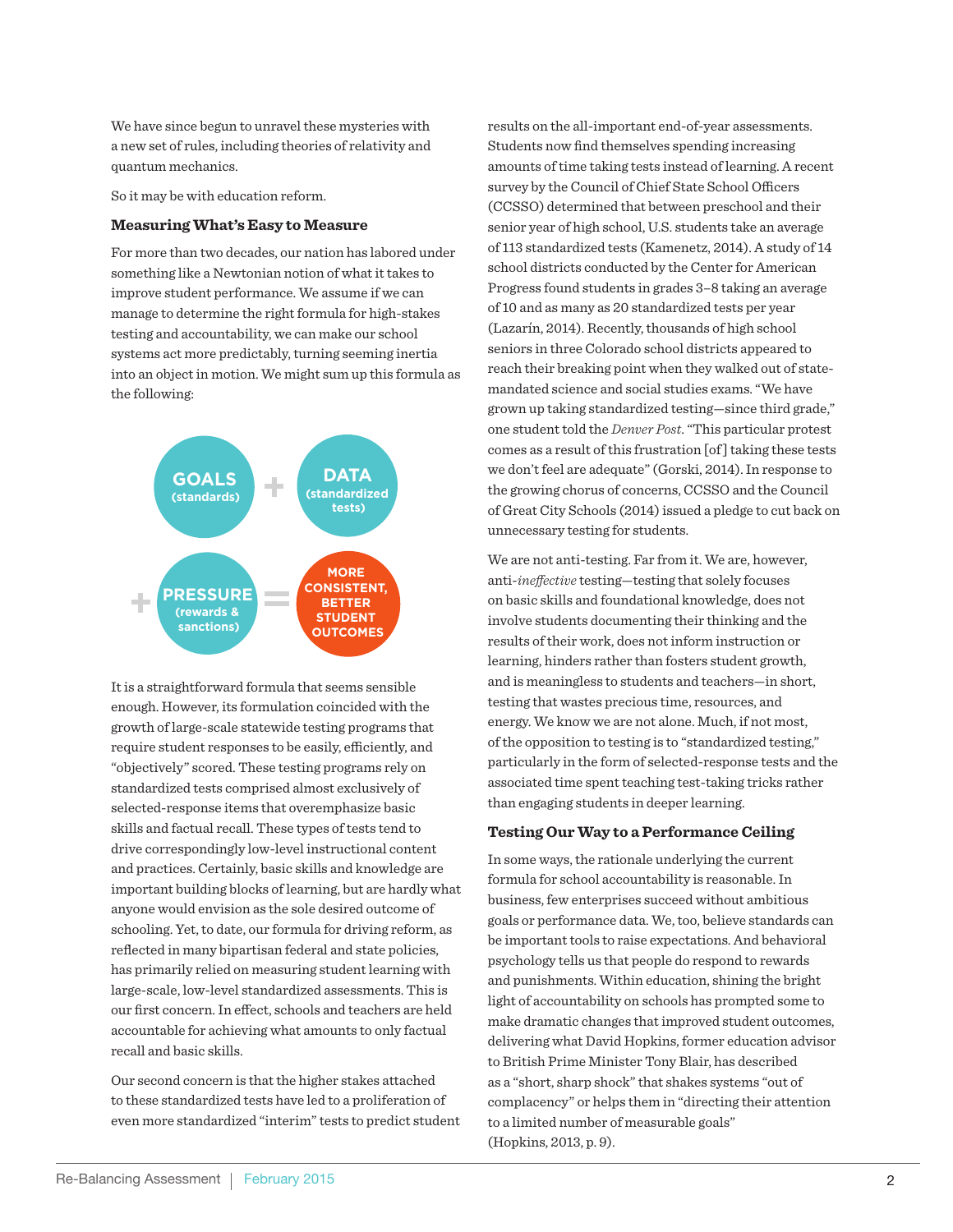We have since begun to unravel these mysteries with a new set of rules, including theories of relativity and quantum mechanics.

So it may be with education reform.

### Measuring What's Easy to Measure

For more than two decades, our nation has labored under something like a Newtonian notion of what it takes to improve student performance. We assume if we can manage to determine the right formula for high-stakes testing and accountability, we can make our school systems act more predictably, turning seeming inertia into an object in motion. We might sum up this formula as the following:

**GOALS** (standards) + **DATA** (standardized tests) + **PRESSURE** (rewards & sanctions) = **MORE CONSISTENT, BETTER STUDENT OUTCOMES**

It is a straightforward formula that seems sensible enough. However, its formulation coincided with the growth of large-scale statewide testing programs that require student responses to be easily, efficiently, and "objectively" scored. These testing programs rely on standardized tests comprised almost exclusively of selected-response items that overemphasize basic skills and factual recall. These types of tests tend to drive correspondingly low-level instructional content and practices. Certainly, basic skills and knowledge are important building blocks of learning, but are hardly what anyone would envision as the sole desired outcome of schooling. Yet, to date, our formula for driving reform, as reflected in many bipartisan federal and state policies, has primarily relied on measuring student learning with large-scale, low-level standardized assessments. This is our first concern. In effect, schools and teachers are held accountable for achieving what amounts to only factual recall and basic skills.

Our second concern is that the higher stakes attached to these standardized tests have led to a proliferation of even more standardized "interim" tests to predict student results on the all-important end-of-year assessments. Students now find themselves spending increasing amounts of time taking tests instead of learning. A recent survey by the Council of Chief State School Officers (CCSSO) determined that between preschool and their senior year of high school, U.S. students take an average of 113 standardized tests (Kamenetz, 2014). A study of 14 school districts conducted by the Center for American Progress found students in grades 3–8 taking an average of 10 and as many as 20 standardized tests per year (Lazarín, 2014). Recently, thousands of high school seniors in three Colorado school districts appeared to reach their breaking point when they walked out of state-mandated science and social studies exams. "We have grown up taking standardized testing—since third grade," one student told the *Denver Post*. "This particular protest comes as a result of this frustration [of] taking these tests we don't feel are adequate" (Gorski, 2014). In response to the growing chorus of concerns, CCSSO and the Council of Great City Schools (2014) issued a pledge to cut back on unnecessary testing for students.

We are not anti-testing. Far from it. We are, however, anti-*ineffective* testing—testing that solely focuses on basic skills and foundational knowledge, does not involve students documenting their thinking and the results of their work, does not inform instruction or learning, hinders rather than fosters student growth, and is meaningless to students and teachers—in short, testing that wastes precious time, resources, and energy. We know we are not alone. Much, if not most, of the opposition to testing is to "standardized testing," particularly in the form of selected-response tests and the associated time spent teaching test-taking tricks rather than engaging students in deeper learning.

### Testing Our Way to a Performance Ceiling

In some ways, the rationale underlying the current formula for school accountability is reasonable. In business, few enterprises succeed without ambitious goals or performance data. We, too, believe standards can be important tools to raise expectations. And behavioral psychology tells us that people do respond to rewards and punishments. Within education, shining the bright light of accountability on schools has prompted some to make dramatic changes that improved student outcomes, delivering what David Hopkins, former education advisor to British Prime Minister Tony Blair, has described as a "short, sharp shock" that shakes systems "out of complacency" or helps them in "directing their attention to a limited number of measurable goals" (Hopkins, 2013, p. 9).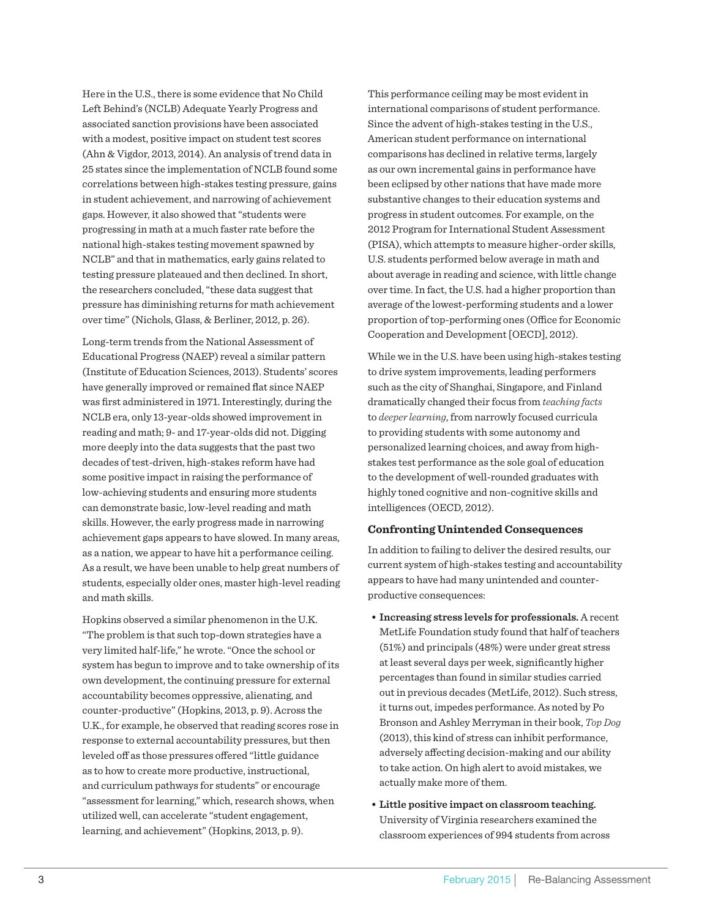Here in the U.S., there is some evidence that No Child Left Behind's (NCLB) Adequate Yearly Progress and associated sanction provisions have been associated with a modest, positive impact on student test scores (Ahn & Vigdor, 2013, 2014). An analysis of trend data in 25 states since the implementation of NCLB found some correlations between high-stakes testing pressure, gains in student achievement, and narrowing of achievement gaps. However, it also showed that "students were progressing in math at a much faster rate before the national high-stakes testing movement spawned by NCLB" and that in mathematics, early gains related to testing pressure plateaued and then declined. In short, the researchers concluded, "these data suggest that pressure has diminishing returns for math achievement over time" (Nichols, Glass, & Berliner, 2012, p. 26).

Long-term trends from the National Assessment of Educational Progress (NAEP) reveal a similar pattern (Institute of Education Sciences, 2013). Students' scores have generally improved or remained flat since NAEP was first administered in 1971. Interestingly, during the NCLB era, only 13-year-olds showed improvement in reading and math; 9- and 17-year-olds did not. Digging more deeply into the data suggests that the past two decades of test-driven, high-stakes reform have had some positive impact in raising the performance of low-achieving students and ensuring more students can demonstrate basic, low-level reading and math skills. However, the early progress made in narrowing achievement gaps appears to have slowed. In many areas, as a nation, we appear to have hit a performance ceiling. As a result, we have been unable to help great numbers of students, especially older ones, master high-level reading and math skills.

Hopkins observed a similar phenomenon in the U.K. "The problem is that such top-down strategies have a very limited half-life," he wrote. "Once the school or system has begun to improve and to take ownership of its own development, the continuing pressure for external accountability becomes oppressive, alienating, and counter-productive" (Hopkins, 2013, p. 9). Across the U.K., for example, he observed that reading scores rose in response to external accountability pressures, but then leveled off as those pressures offered "little guidance as to how to create more productive, instructional, and curriculum pathways for students" or encourage "assessment for learning," which, research shows, when utilized well, can accelerate "student engagement, learning, and achievement" (Hopkins, 2013, p. 9).

This performance ceiling may be most evident in international comparisons of student performance. Since the advent of high-stakes testing in the U.S., American student performance on international comparisons has declined in relative terms, largely as our own incremental gains in performance have been eclipsed by other nations that have made more substantive changes to their education systems and progress in student outcomes. For example, on the 2012 Program for International Student Assessment (PISA), which attempts to measure higher-order skills, U.S. students performed below average in math and about average in reading and science, with little change over time. In fact, the U.S. had a higher proportion than average of the lowest-performing students and a lower proportion of top-performing ones (Office for Economic Cooperation and Development [OECD], 2012).

While we in the U.S. have been using high-stakes testing to drive system improvements, leading performers such as the city of Shanghai, Singapore, and Finland dramatically changed their focus from *teaching facts* to *deeper learning*, from narrowly focused curricula to providing students with some autonomy and personalized learning choices, and away from high-stakes test performance as the sole goal of education to the development of well-rounded graduates with highly toned cognitive and non-cognitive skills and intelligences (OECD, 2012).

### Confronting Unintended Consequences

In addition to failing to deliver the desired results, our current system of high-stakes testing and accountability appears to have had many unintended and counter-productive consequences:

- **Increasing stress levels for professionals.** A recent MetLife Foundation study found that half of teachers (51%) and principals (48%) were under great stress at least several days per week, significantly higher percentages than found in similar studies carried out in previous decades (MetLife, 2012). Such stress, it turns out, impedes performance. As noted by Po Bronson and Ashley Merryman in their book, *Top Dog* (2013), this kind of stress can inhibit performance, adversely affecting decision-making and our ability to take action. On high alert to avoid mistakes, we actually make more of them.
- **Little positive impact on classroom teaching.** University of Virginia researchers examined the classroom experiences of 994 students from across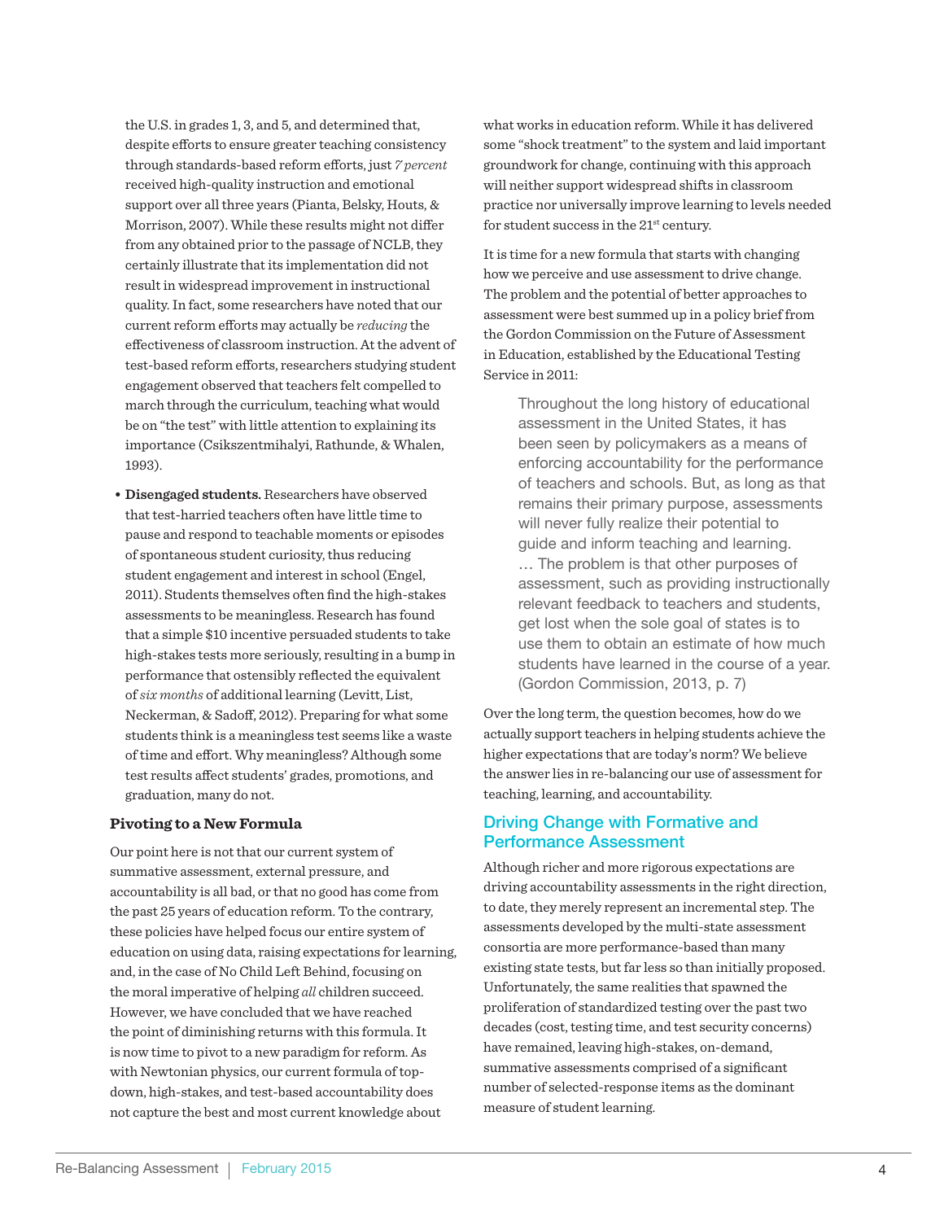the U.S. in grades 1, 3, and 5, and determined that, despite efforts to ensure greater teaching consistency through standards-based reform efforts, just *7 percent* received high-quality instruction and emotional support over all three years (Pianta, Belsky, Houts, & Morrison, 2007). While these results might not differ from any obtained prior to the passage of NCLB, they certainly illustrate that its implementation did not result in widespread improvement in instructional quality. In fact, some researchers have noted that our current reform efforts may actually be *reducing* the effectiveness of classroom instruction. At the advent of test-based reform efforts, researchers studying student engagement observed that teachers felt compelled to march through the curriculum, teaching what would be on "the test" with little attention to explaining its importance (Csikszentmihalyi, Rathunde, & Whalen, 1993).

- **Disengaged students.** Researchers have observed that test-harried teachers often have little time to pause and respond to teachable moments or episodes of spontaneous student curiosity, thus reducing student engagement and interest in school (Engel, 2011). Students themselves often find the high-stakes assessments to be meaningless. Research has found that a simple $10 incentive persuaded students to take high-stakes tests more seriously, resulting in a bump in performance that ostensibly reflected the equivalent of *six months* of additional learning (Levitt, List, Neckerman, & Sadoff, 2012). Preparing for what some students think is a meaningless test seems like a waste of time and effort. Why meaningless? Although some test results affect students' grades, promotions, and graduation, many do not.

### Pivoting to a New Formula

Our point here is not that our current system of summative assessment, external pressure, and accountability is all bad, or that no good has come from the past 25 years of education reform. To the contrary, these policies have helped focus our entire system of education on using data, raising expectations for learning, and, in the case of No Child Left Behind, focusing on the moral imperative of helping *all* children succeed. However, we have concluded that we have reached the point of diminishing returns with this formula. It is now time to pivot to a new paradigm for reform. As with Newtonian physics, our current formula of top-down, high-stakes, and test-based accountability does not capture the best and most current knowledge about what works in education reform. While it has delivered some "shock treatment" to the system and laid important groundwork for change, continuing with this approach will neither support widespread shifts in classroom practice nor universally improve learning to levels needed for student success in the 21st century.

It is time for a new formula that starts with changing how we perceive and use assessment to drive change. The problem and the potential of better approaches to assessment were best summed up in a policy brief from the Gordon Commission on the Future of Assessment in Education, established by the Educational Testing Service in 2011:

> Throughout the long history of educational assessment in the United States, it has been seen by policymakers as a means of enforcing accountability for the performance of teachers and schools. But, as long as that remains their primary purpose, assessments will never fully realize their potential to guide and inform teaching and learning. … The problem is that other purposes of assessment, such as providing instructionally relevant feedback to teachers and students, get lost when the sole goal of states is to use them to obtain an estimate of how much students have learned in the course of a year. (Gordon Commission, 2013, p. 7)

Over the long term, the question becomes, how do we actually support teachers in helping students achieve the higher expectations that are today's norm? We believe the answer lies in re-balancing our use of assessment for teaching, learning, and accountability.

## Driving Change with Formative and Performance Assessment

Although richer and more rigorous expectations are driving accountability assessments in the right direction, to date, they merely represent an incremental step. The assessments developed by the multi-state assessment consortia are more performance-based than many existing state tests, but far less so than initially proposed. Unfortunately, the same realities that spawned the proliferation of standardized testing over the past two decades (cost, testing time, and test security concerns) have remained, leaving high-stakes, on-demand, summative assessments comprised of a significant number of selected-response items as the dominant measure of student learning.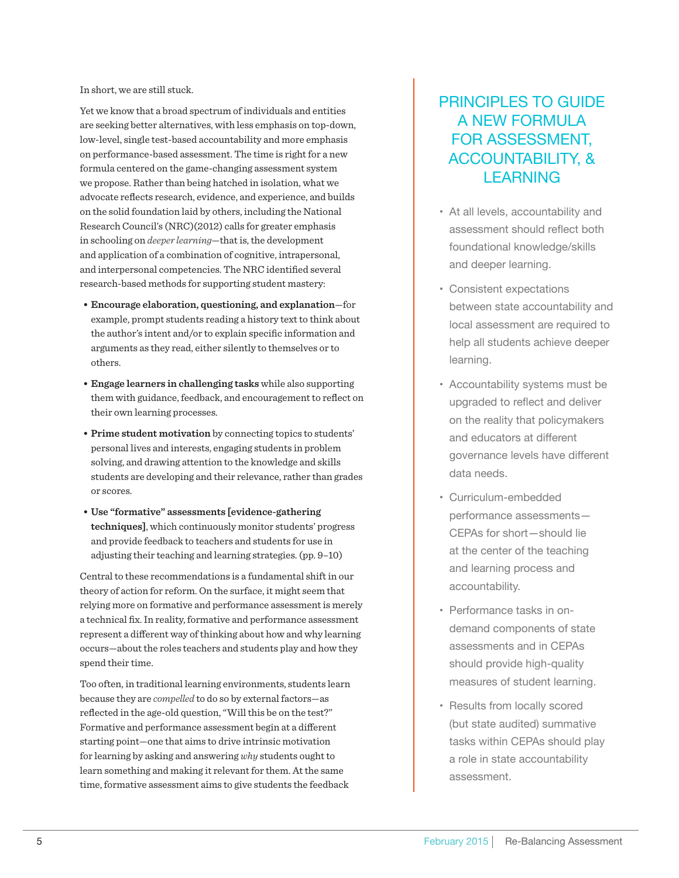In short, we are still stuck.

Yet we know that a broad spectrum of individuals and entities are seeking better alternatives, with less emphasis on top-down, low-level, single test-based accountability and more emphasis on performance-based assessment. The time is right for a new formula centered on the game-changing assessment system we propose. Rather than being hatched in isolation, what we advocate reflects research, evidence, and experience, and builds on the solid foundation laid by others, including the National Research Council's (NRC)(2012) calls for greater emphasis in schooling on *deeper learning*—that is, the development and application of a combination of cognitive, intrapersonal, and interpersonal competencies. The NRC identified several research-based methods for supporting student mastery:

- **Encourage elaboration, questioning, and explanation**—for example, prompt students reading a history text to think about the author's intent and/or to explain specific information and arguments as they read, either silently to themselves or to others.
- **Engage learners in challenging tasks** while also supporting them with guidance, feedback, and encouragement to reflect on their own learning processes.
- **Prime student motivation** by connecting topics to students' personal lives and interests, engaging students in problem solving, and drawing attention to the knowledge and skills students are developing and their relevance, rather than grades or scores.
- **Use "formative" assessments [evidence-gathering techniques]**, which continuously monitor students' progress and provide feedback to teachers and students for use in adjusting their teaching and learning strategies. (pp. 9–10)

Central to these recommendations is a fundamental shift in our theory of action for reform. On the surface, it might seem that relying more on formative and performance assessment is merely a technical fix. In reality, formative and performance assessment represent a different way of thinking about how and why learning occurs—about the roles teachers and students play and how they spend their time.

Too often, in traditional learning environments, students learn because they are *compelled* to do so by external factors—as reflected in the age-old question, "Will this be on the test?" Formative and performance assessment begin at a different starting point—one that aims to drive intrinsic motivation for learning by asking and answering *why* students ought to learn something and making it relevant for them. At the same time, formative assessment aims to give students the feedback

## PRINCIPLES TO GUIDE A NEW FORMULA FOR ASSESSMENT, ACCOUNTABILITY, & LEARNING

- At all levels, accountability and assessment should reflect both foundational knowledge/skills and deeper learning.
- Consistent expectations between state accountability and local assessment are required to help all students achieve deeper learning.
- Accountability systems must be upgraded to reflect and deliver on the reality that policymakers and educators at different governance levels have different data needs.
- Curriculum-embedded performance assessments—CEPAs for short—should lie at the center of the teaching and learning process and accountability.
- Performance tasks in on-demand components of state assessments and in CEPAs should provide high-quality measures of student learning.
- Results from locally scored (but state audited) summative tasks within CEPAs should play a role in state accountability assessment.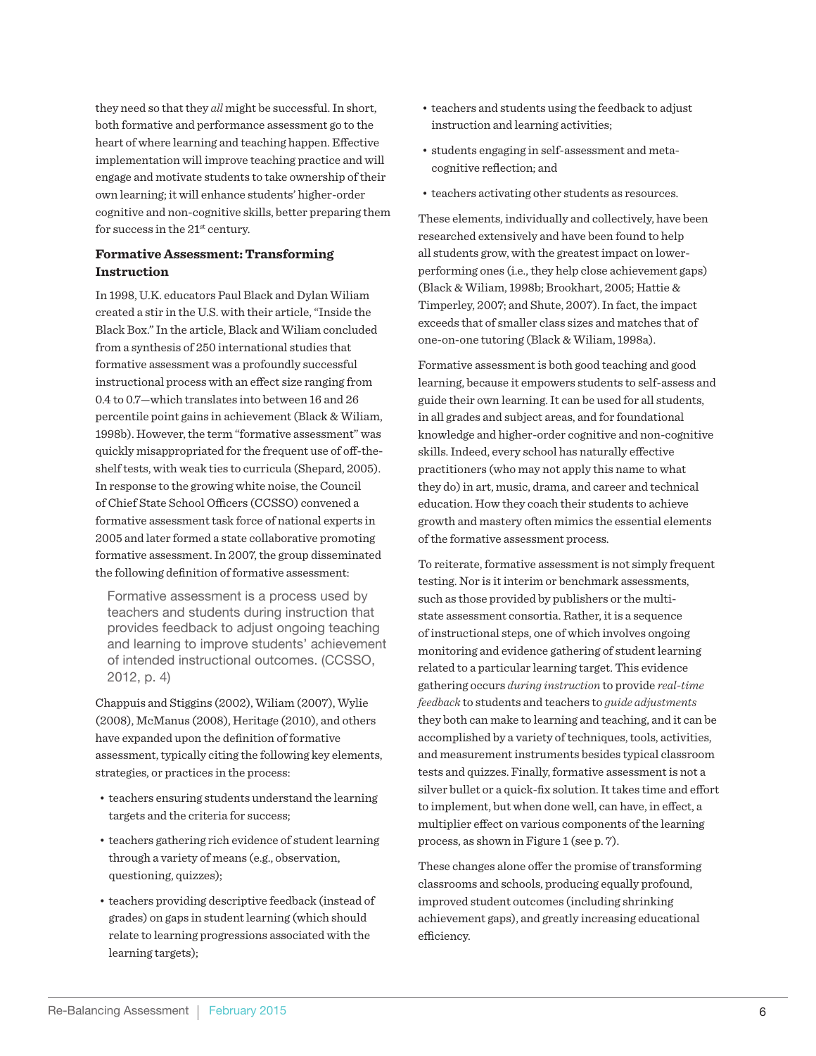they need so that they *all* might be successful. In short, both formative and performance assessment go to the heart of where learning and teaching happen. Effective implementation will improve teaching practice and will engage and motivate students to take ownership of their own learning; it will enhance students' higher-order cognitive and non-cognitive skills, better preparing them for success in the 21st century.

### Formative Assessment: Transforming Instruction

In 1998, U.K. educators Paul Black and Dylan Wiliam created a stir in the U.S. with their article, "Inside the Black Box." In the article, Black and Wiliam concluded from a synthesis of 250 international studies that formative assessment was a profoundly successful instructional process with an effect size ranging from 0.4 to 0.7—which translates into between 16 and 26 percentile point gains in achievement (Black & Wiliam, 1998b). However, the term "formative assessment" was quickly misappropriated for the frequent use of off-the-shelf tests, with weak ties to curricula (Shepard, 2005). In response to the growing white noise, the Council of Chief State School Officers (CCSSO) convened a formative assessment task force of national experts in 2005 and later formed a state collaborative promoting formative assessment. In 2007, the group disseminated the following definition of formative assessment:

> Formative assessment is a process used by teachers and students during instruction that provides feedback to adjust ongoing teaching and learning to improve students' achievement of intended instructional outcomes. (CCSSO, 2012, p. 4)

Chappuis and Stiggins (2002), Wiliam (2007), Wylie (2008), McManus (2008), Heritage (2010), and others have expanded upon the definition of formative assessment, typically citing the following key elements, strategies, or practices in the process:

- teachers ensuring students understand the learning targets and the criteria for success;
- teachers gathering rich evidence of student learning through a variety of means (e.g., observation, questioning, quizzes);
- teachers providing descriptive feedback (instead of grades) on gaps in student learning (which should relate to learning progressions associated with the learning targets);
- teachers and students using the feedback to adjust instruction and learning activities;
- students engaging in self-assessment and meta-cognitive reflection; and
- teachers activating other students as resources.

These elements, individually and collectively, have been researched extensively and have been found to help all students grow, with the greatest impact on lower-performing ones (i.e., they help close achievement gaps) (Black & Wiliam, 1998b; Brookhart, 2005; Hattie & Timperley, 2007; and Shute, 2007). In fact, the impact exceeds that of smaller class sizes and matches that of one-on-one tutoring (Black & Wiliam, 1998a).

Formative assessment is both good teaching and good learning, because it empowers students to self-assess and guide their own learning. It can be used for all students, in all grades and subject areas, and for foundational knowledge and higher-order cognitive and non-cognitive skills. Indeed, every school has naturally effective practitioners (who may not apply this name to what they do) in art, music, drama, and career and technical education. How they coach their students to achieve growth and mastery often mimics the essential elements of the formative assessment process.

To reiterate, formative assessment is not simply frequent testing. Nor is it interim or benchmark assessments, such as those provided by publishers or the multi-state assessment consortia. Rather, it is a sequence of instructional steps, one of which involves ongoing monitoring and evidence gathering of student learning related to a particular learning target. This evidence gathering occurs *during instruction* to provide *real-time feedback* to students and teachers to *guide adjustments* they both can make to learning and teaching, and it can be accomplished by a variety of techniques, tools, activities, and measurement instruments besides typical classroom tests and quizzes. Finally, formative assessment is not a silver bullet or a quick-fix solution. It takes time and effort to implement, but when done well, can have, in effect, a multiplier effect on various components of the learning process, as shown in Figure 1 (see p. 7).

These changes alone offer the promise of transforming classrooms and schools, producing equally profound, improved student outcomes (including shrinking achievement gaps), and greatly increasing educational efficiency.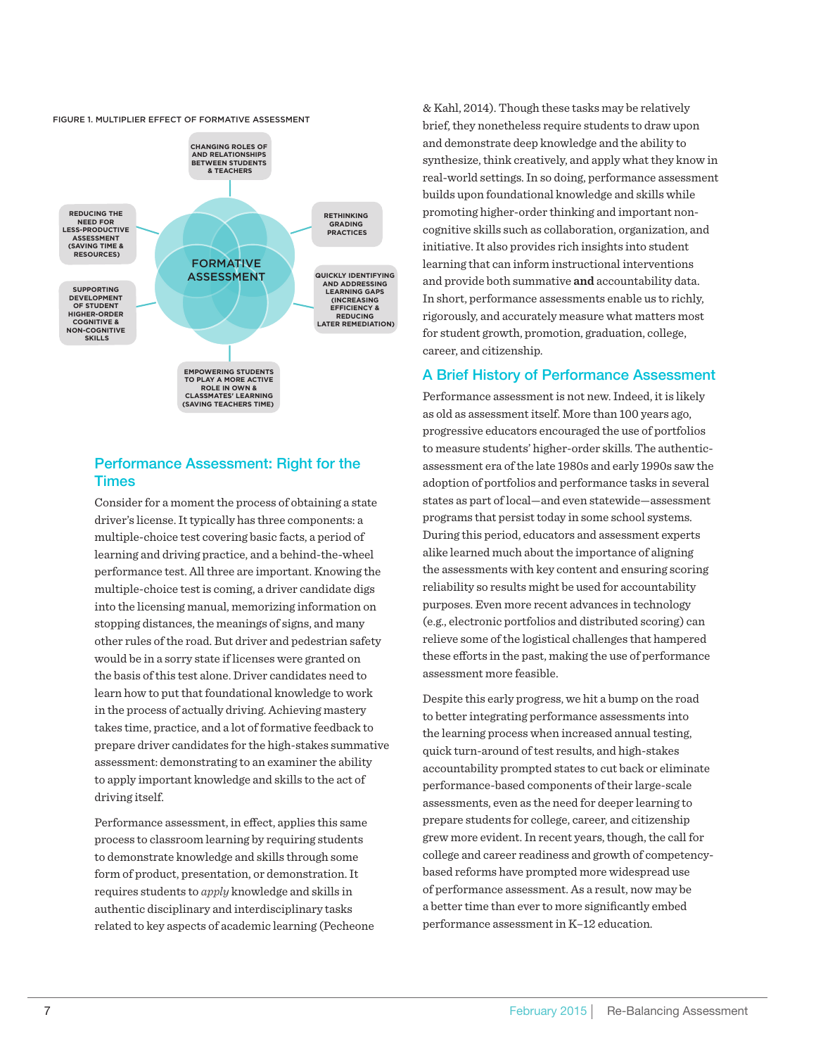FIGURE 1. MULTIPLIER EFFECT OF FORMATIVE ASSESSMENT

FORMATIVE ASSESSMENT

- CHANGING ROLES OF AND RELATIONSHIPS BETWEEN STUDENTS & TEACHERS
- RETHINKING GRADING PRACTICES
- QUICKLY IDENTIFYING AND ADDRESSING LEARNING GAPS (INCREASING EFFICIENCY & REDUCING LATER REMEDIATION)
- EMPOWERING STUDENTS TO PLAY A MORE ACTIVE ROLE IN OWN & CLASSMATES' LEARNING (SAVING TEACHERS TIME)
- SUPPORTING DEVELOPMENT OF STUDENT HIGHER-ORDER COGNITIVE & NON-COGNITIVE SKILLS
- REDUCING THE NEED FOR LESS-PRODUCTIVE ASSESSMENT (SAVING TIME & RESOURCES)

## Performance Assessment: Right for the Times

Consider for a moment the process of obtaining a state driver's license. It typically has three components: a multiple-choice test covering basic facts, a period of learning and driving practice, and a behind-the-wheel performance test. All three are important. Knowing the multiple-choice test is coming, a driver candidate digs into the licensing manual, memorizing information on stopping distances, the meanings of signs, and many other rules of the road. But driver and pedestrian safety would be in a sorry state if licenses were granted on the basis of this test alone. Driver candidates need to learn how to put that foundational knowledge to work in the process of actually driving. Achieving mastery takes time, practice, and a lot of formative feedback to prepare driver candidates for the high-stakes summative assessment: demonstrating to an examiner the ability to apply important knowledge and skills to the act of driving itself.

Performance assessment, in effect, applies this same process to classroom learning by requiring students to demonstrate knowledge and skills through some form of product, presentation, or demonstration. It requires students to *apply* knowledge and skills in authentic disciplinary and interdisciplinary tasks related to key aspects of academic learning (Pecheone & Kahl, 2014). Though these tasks may be relatively brief, they nonetheless require students to draw upon and demonstrate deep knowledge and the ability to synthesize, think creatively, and apply what they know in real-world settings. In so doing, performance assessment builds upon foundational knowledge and skills while promoting higher-order thinking and important non-cognitive skills such as collaboration, organization, and initiative. It also provides rich insights into student learning that can inform instructional interventions and provide both summative **and** accountability data. In short, performance assessments enable us to richly, rigorously, and accurately measure what matters most for student growth, promotion, graduation, college, career, and citizenship.

## A Brief History of Performance Assessment

Performance assessment is not new. Indeed, it is likely as old as assessment itself. More than 100 years ago, progressive educators encouraged the use of portfolios to measure students' higher-order skills. The authentic-assessment era of the late 1980s and early 1990s saw the adoption of portfolios and performance tasks in several states as part of local—and even statewide—assessment programs that persist today in some school systems. During this period, educators and assessment experts alike learned much about the importance of aligning the assessments with key content and ensuring scoring reliability so results might be used for accountability purposes. Even more recent advances in technology (e.g., electronic portfolios and distributed scoring) can relieve some of the logistical challenges that hampered these efforts in the past, making the use of performance assessment more feasible.

Despite this early progress, we hit a bump on the road to better integrating performance assessments into the learning process when increased annual testing, quick turn-around of test results, and high-stakes accountability prompted states to cut back or eliminate performance-based components of their large-scale assessments, even as the need for deeper learning to prepare students for college, career, and citizenship grew more evident. In recent years, though, the call for college and career readiness and growth of competency-based reforms have prompted more widespread use of performance assessment. As a result, now may be a better time than ever to more significantly embed performance assessment in K–12 education.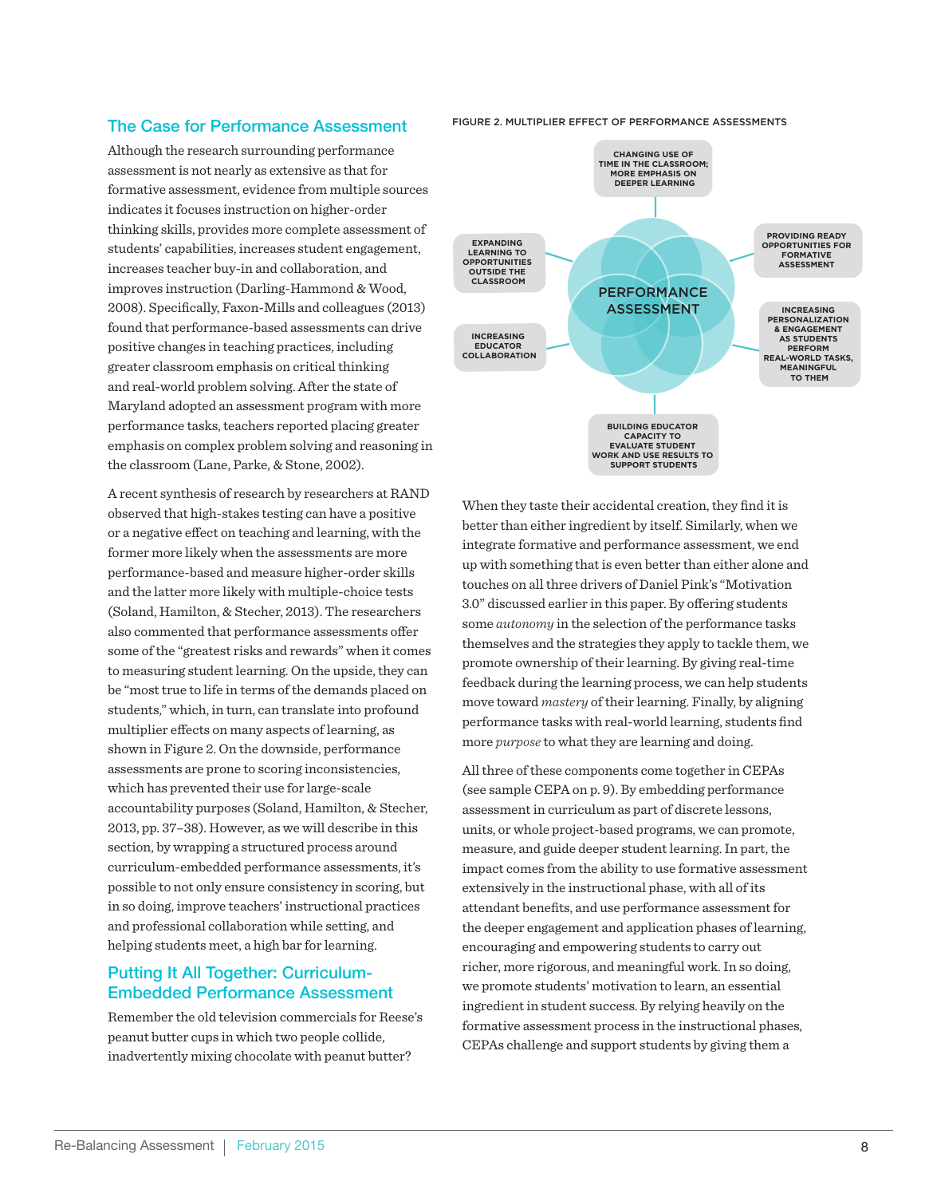## The Case for Performance Assessment

Although the research surrounding performance assessment is not nearly as extensive as that for formative assessment, evidence from multiple sources indicates it focuses instruction on higher-order thinking skills, provides more complete assessment of students' capabilities, increases student engagement, increases teacher buy-in and collaboration, and improves instruction (Darling-Hammond & Wood, 2008). Specifically, Faxon-Mills and colleagues (2013) found that performance-based assessments can drive positive changes in teaching practices, including greater classroom emphasis on critical thinking and real-world problem solving. After the state of Maryland adopted an assessment program with more performance tasks, teachers reported placing greater emphasis on complex problem solving and reasoning in the classroom (Lane, Parke, & Stone, 2002).

A recent synthesis of research by researchers at RAND observed that high-stakes testing can have a positive or a negative effect on teaching and learning, with the former more likely when the assessments are more performance-based and measure higher-order skills and the latter more likely with multiple-choice tests (Soland, Hamilton, & Stecher, 2013). The researchers also commented that performance assessments offer some of the "greatest risks and rewards" when it comes to measuring student learning. On the upside, they can be "most true to life in terms of the demands placed on students," which, in turn, can translate into profound multiplier effects on many aspects of learning, as shown in Figure 2. On the downside, performance assessments are prone to scoring inconsistencies, which has prevented their use for large-scale accountability purposes (Soland, Hamilton, & Stecher, 2013, pp. 37–38). However, as we will describe in this section, by wrapping a structured process around curriculum-embedded performance assessments, it's possible to not only ensure consistency in scoring, but in so doing, improve teachers' instructional practices and professional collaboration while setting, and helping students meet, a high bar for learning.

FIGURE 2. MULTIPLIER EFFECT OF PERFORMANCE ASSESSMENTS

- PERFORMANCE ASSESSMENT
- CHANGING USE OF TIME IN THE CLASSROOM; MORE EMPHASIS ON DEEPER LEARNING
- PROVIDING READY OPPORTUNITIES FOR FORMATIVE ASSESSMENT
- INCREASING PERSONALIZATION & ENGAGEMENT AS STUDENTS PERFORM REAL-WORLD TASKS, MEANINGFUL TO THEM
- BUILDING EDUCATOR CAPACITY TO EVALUATE STUDENT WORK AND USE RESULTS TO SUPPORT STUDENTS
- INCREASING EDUCATOR COLLABORATION
- EXPANDING LEARNING TO OPPORTUNITIES OUTSIDE THE CLASSROOM

## Putting It All Together: Curriculum-Embedded Performance Assessment

Remember the old television commercials for Reese's peanut butter cups in which two people collide, inadvertently mixing chocolate with peanut butter? When they taste their accidental creation, they find it is better than either ingredient by itself. Similarly, when we integrate formative and performance assessment, we end up with something that is even better than either alone and touches on all three drivers of Daniel Pink's "Motivation 3.0" discussed earlier in this paper. By offering students some *autonomy* in the selection of the performance tasks themselves and the strategies they apply to tackle them, we promote ownership of their learning. By giving real-time feedback during the learning process, we can help students move toward *mastery* of their learning. Finally, by aligning performance tasks with real-world learning, students find more *purpose* to what they are learning and doing.

All three of these components come together in CEPAs (see sample CEPA on p. 9). By embedding performance assessment in curriculum as part of discrete lessons, units, or whole project-based programs, we can promote, measure, and guide deeper student learning. In part, the impact comes from the ability to use formative assessment extensively in the instructional phase, with all of its attendant benefits, and use performance assessment for the deeper engagement and application phases of learning, encouraging and empowering students to carry out richer, more rigorous, and meaningful work. In so doing, we promote students' motivation to learn, an essential ingredient in student success. By relying heavily on the formative assessment process in the instructional phases, CEPAs challenge and support students by giving them a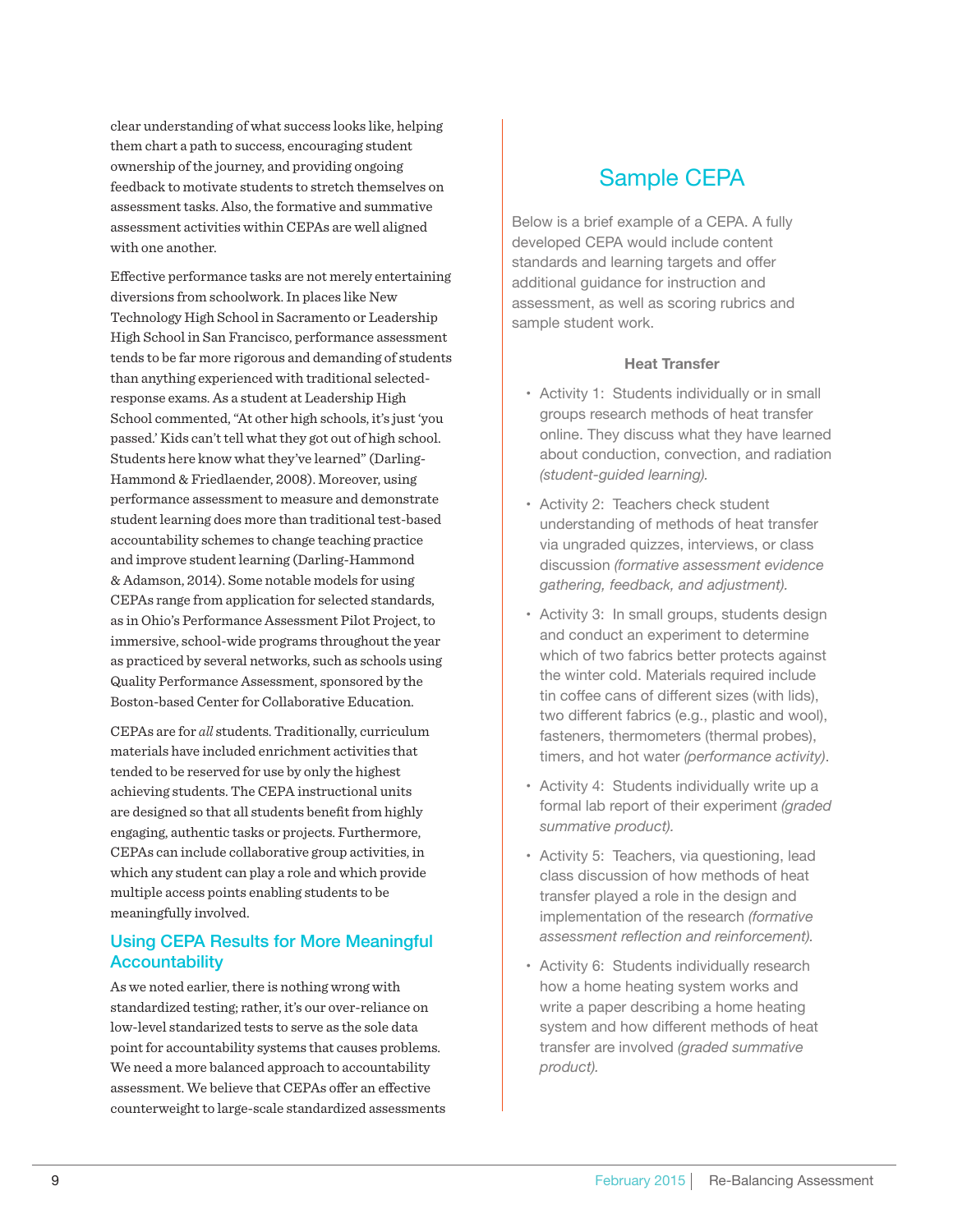clear understanding of what success looks like, helping them chart a path to success, encouraging student ownership of the journey, and providing ongoing feedback to motivate students to stretch themselves on assessment tasks. Also, the formative and summative assessment activities within CEPAs are well aligned with one another.

Effective performance tasks are not merely entertaining diversions from schoolwork. In places like New Technology High School in Sacramento or Leadership High School in San Francisco, performance assessment tends to be far more rigorous and demanding of students than anything experienced with traditional selected-response exams. As a student at Leadership High School commented, "At other high schools, it's just 'you passed.' Kids can't tell what they got out of high school. Students here know what they've learned" (Darling-Hammond & Friedlaender, 2008). Moreover, using performance assessment to measure and demonstrate student learning does more than traditional test-based accountability schemes to change teaching practice and improve student learning (Darling-Hammond & Adamson, 2014). Some notable models for using CEPAs range from application for selected standards, as in Ohio's Performance Assessment Pilot Project, to immersive, school-wide programs throughout the year as practiced by several networks, such as schools using Quality Performance Assessment, sponsored by the Boston-based Center for Collaborative Education.

CEPAs are for *all* students. Traditionally, curriculum materials have included enrichment activities that tended to be reserved for use by only the highest achieving students. The CEPA instructional units are designed so that all students benefit from highly engaging, authentic tasks or projects. Furthermore, CEPAs can include collaborative group activities, in which any student can play a role and which provide multiple access points enabling students to be meaningfully involved.

## Using CEPA Results for More Meaningful Accountability

As we noted earlier, there is nothing wrong with standardized testing; rather, it's our over-reliance on low-level standarized tests to serve as the sole data point for accountability systems that causes problems. We need a more balanced approach to accountability assessment. We believe that CEPAs offer an effective counterweight to large-scale standardized assessments

## Sample CEPA

Below is a brief example of a CEPA. A fully developed CEPA would include content standards and learning targets and offer additional guidance for instruction and assessment, as well as scoring rubrics and sample student work.

**Heat Transfer**

- Activity 1: Students individually or in small groups research methods of heat transfer online. They discuss what they have learned about conduction, convection, and radiation *(student-guided learning).*
- Activity 2: Teachers check student understanding of methods of heat transfer via ungraded quizzes, interviews, or class discussion *(formative assessment evidence gathering, feedback, and adjustment).*
- Activity 3: In small groups, students design and conduct an experiment to determine which of two fabrics better protects against the winter cold. Materials required include tin coffee cans of different sizes (with lids), two different fabrics (e.g., plastic and wool), fasteners, thermometers (thermal probes), timers, and hot water *(performance activity)*.
- Activity 4: Students individually write up a formal lab report of their experiment *(graded summative product).*
- Activity 5: Teachers, via questioning, lead class discussion of how methods of heat transfer played a role in the design and implementation of the research *(formative assessment reflection and reinforcement).*
- Activity 6: Students individually research how a home heating system works and write a paper describing a home heating system and how different methods of heat transfer are involved *(graded summative product).*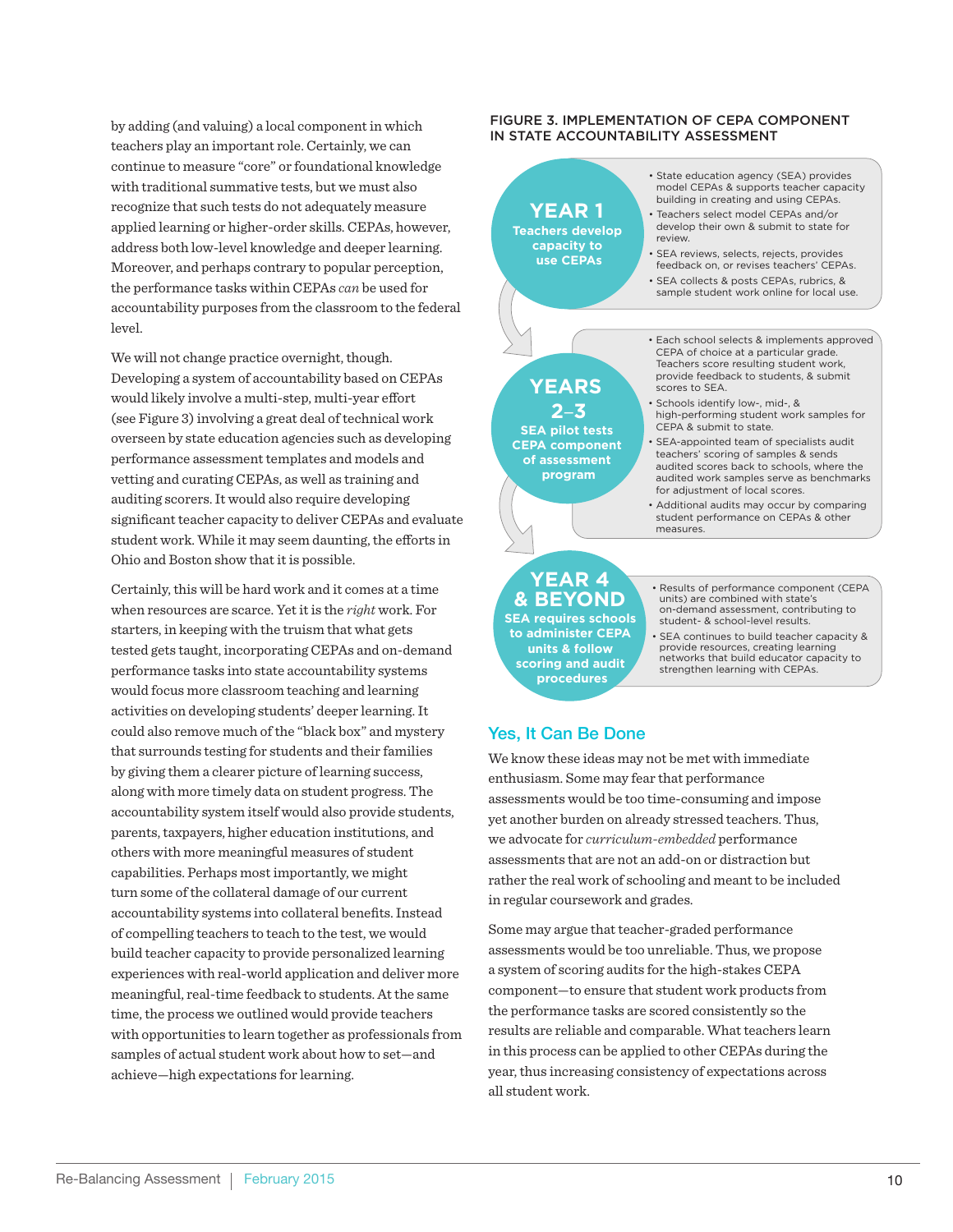by adding (and valuing) a local component in which teachers play an important role. Certainly, we can continue to measure "core" or foundational knowledge with traditional summative tests, but we must also recognize that such tests do not adequately measure applied learning or higher-order skills. CEPAs, however, address both low-level knowledge and deeper learning. Moreover, and perhaps contrary to popular perception, the performance tasks within CEPAs *can* be used for accountability purposes from the classroom to the federal level.

We will not change practice overnight, though. Developing a system of accountability based on CEPAs would likely involve a multi-step, multi-year effort (see Figure 3) involving a great deal of technical work overseen by state education agencies such as developing performance assessment templates and models and vetting and curating CEPAs, as well as training and auditing scorers. It would also require developing significant teacher capacity to deliver CEPAs and evaluate student work. While it may seem daunting, the efforts in Ohio and Boston show that it is possible.

Certainly, this will be hard work and it comes at a time when resources are scarce. Yet it is the *right* work. For starters, in keeping with the truism that what gets tested gets taught, incorporating CEPAs and on-demand performance tasks into state accountability systems would focus more classroom teaching and learning activities on developing students' deeper learning. It could also remove much of the "black box" and mystery that surrounds testing for students and their families by giving them a clearer picture of learning success, along with more timely data on student progress. The accountability system itself would also provide students, parents, taxpayers, higher education institutions, and others with more meaningful measures of student capabilities. Perhaps most importantly, we might turn some of the collateral damage of our current accountability systems into collateral benefits. Instead of compelling teachers to teach to the test, we would build teacher capacity to provide personalized learning experiences with real-world application and deliver more meaningful, real-time feedback to students. At the same time, the process we outlined would provide teachers with opportunities to learn together as professionals from samples of actual student work about how to set—and achieve—high expectations for learning.

**FIGURE 3. IMPLEMENTATION OF CEPA COMPONENT IN STATE ACCOUNTABILITY ASSESSMENT**

**YEAR 1**
**Teachers develop capacity to use CEPAs**

- State education agency (SEA) provides model CEPAs & supports teacher capacity building in creating and using CEPAs.
- Teachers select model CEPAs and/or develop their own & submit to state for review.
- SEA reviews, selects, rejects, provides feedback on, or revises teachers' CEPAs.
- SEA collects & posts CEPAs, rubrics, & sample student work online for local use.

**YEARS 2–3**
**SEA pilot tests CEPA component of assessment program**

- Each school selects & implements approved CEPA of choice at a particular grade. Teachers score resulting student work, provide feedback to students, & submit scores to SEA.
- Schools identify low-, mid-, & high-performing student work samples for CEPA & submit to state.
- SEA-appointed team of specialists audit teachers' scoring of samples & sends audited scores back to schools, where the audited work samples serve as benchmarks for adjustment of local scores.
- Additional audits may occur by comparing student performance on CEPAs & other measures.

**YEAR 4 & BEYOND**
**SEA requires schools to administer CEPA units & follow scoring and audit procedures**

- Results of performance component (CEPA units) are combined with state's on-demand assessment, contributing to student- & school-level results.
- SEA continues to build teacher capacity & provide resources, creating learning networks that build educator capacity to strengthen learning with CEPAs.

## Yes, It Can Be Done

We know these ideas may not be met with immediate enthusiasm. Some may fear that performance assessments would be too time-consuming and impose yet another burden on already stressed teachers. Thus, we advocate for *curriculum-embedded* performance assessments that are not an add-on or distraction but rather the real work of schooling and meant to be included in regular coursework and grades.

Some may argue that teacher-graded performance assessments would be too unreliable. Thus, we propose a system of scoring audits for the high-stakes CEPA component—to ensure that student work products from the performance tasks are scored consistently so the results are reliable and comparable. What teachers learn in this process can be applied to other CEPAs during the year, thus increasing consistency of expectations across all student work.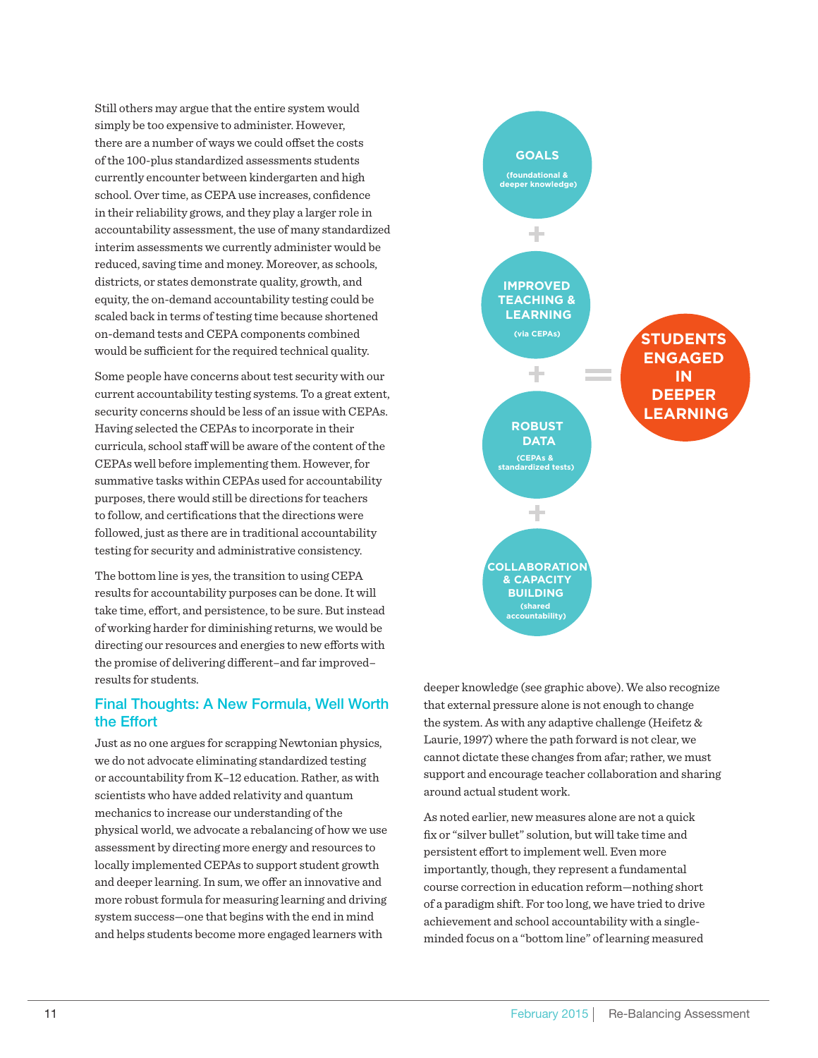Still others may argue that the entire system would simply be too expensive to administer. However, there are a number of ways we could offset the costs of the 100-plus standardized assessments students currently encounter between kindergarten and high school. Over time, as CEPA use increases, confidence in their reliability grows, and they play a larger role in accountability assessment, the use of many standardized interim assessments we currently administer would be reduced, saving time and money. Moreover, as schools, districts, or states demonstrate quality, growth, and equity, the on-demand accountability testing could be scaled back in terms of testing time because shortened on-demand tests and CEPA components combined would be sufficient for the required technical quality.

Some people have concerns about test security with our current accountability testing systems. To a great extent, security concerns should be less of an issue with CEPAs. Having selected the CEPAs to incorporate in their curricula, school staff will be aware of the content of the CEPAs well before implementing them. However, for summative tasks within CEPAs used for accountability purposes, there would still be directions for teachers to follow, and certifications that the directions were followed, just as there are in traditional accountability testing for security and administrative consistency.

The bottom line is yes, the transition to using CEPA results for accountability purposes can be done. It will take time, effort, and persistence, to be sure. But instead of working harder for diminishing returns, we would be directing our resources and energies to new efforts with the promise of delivering different–and far improved–results for students.

## Final Thoughts: A New Formula, Well Worth the Effort

Just as no one argues for scrapping Newtonian physics, we do not advocate eliminating standardized testing or accountability from K–12 education. Rather, as with scientists who have added relativity and quantum mechanics to increase our understanding of the physical world, we advocate a rebalancing of how we use assessment by directing more energy and resources to locally implemented CEPAs to support student growth and deeper learning. In sum, we offer an innovative and more robust formula for measuring learning and driving system success—one that begins with the end in mind and helps students become more engaged learners with deeper knowledge (see graphic above). We also recognize that external pressure alone is not enough to change the system. As with any adaptive challenge (Heifetz & Laurie, 1997) where the path forward is not clear, we cannot dictate these changes from afar; rather, we must support and encourage teacher collaboration and sharing around actual student work.

**GOALS** (foundational & deeper knowledge)
+
**IMPROVED TEACHING & LEARNING** (via CEPAs)
+
**ROBUST DATA** (CEPAs & standardized tests)
+
**COLLABORATION & CAPACITY BUILDING** (shared accountability)
=
**STUDENTS ENGAGED IN DEEPER LEARNING**

As noted earlier, new measures alone are not a quick fix or "silver bullet" solution, but will take time and persistent effort to implement well. Even more importantly, though, they represent a fundamental course correction in education reform—nothing short of a paradigm shift. For too long, we have tried to drive achievement and school accountability with a single-minded focus on a "bottom line" of learning measured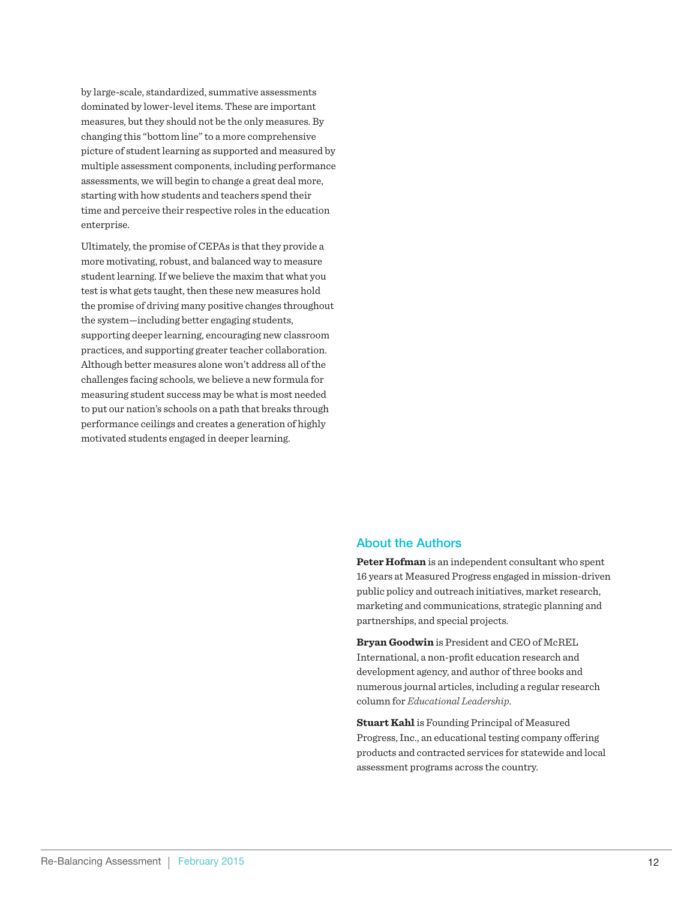by large-scale, standardized, summative assessments dominated by lower-level items. These are important measures, but they should not be the only measures. By changing this "bottom line" to a more comprehensive picture of student learning as supported and measured by multiple assessment components, including performance assessments, we will begin to change a great deal more, starting with how students and teachers spend their time and perceive their respective roles in the education enterprise.

Ultimately, the promise of CEPAs is that they provide a more motivating, robust, and balanced way to measure student learning. If we believe the maxim that what you test is what gets taught, then these new measures hold the promise of driving many positive changes throughout the system—including better engaging students, supporting deeper learning, encouraging new classroom practices, and supporting greater teacher collaboration. Although better measures alone won't address all of the challenges facing schools, we believe a new formula for measuring student success may be what is most needed to put our nation's schools on a path that breaks through performance ceilings and creates a generation of highly motivated students engaged in deeper learning.

## About the Authors

**Peter Hofman** is an independent consultant who spent 16 years at Measured Progress engaged in mission-driven public policy and outreach initiatives, market research, marketing and communications, strategic planning and partnerships, and special projects.

**Bryan Goodwin** is President and CEO of McREL International, a non-profit education research and development agency, and author of three books and numerous journal articles, including a regular research column for *Educational Leadership*.

**Stuart Kahl** is Founding Principal of Measured Progress, Inc., an educational testing company offering products and contracted services for statewide and local assessment programs across the country.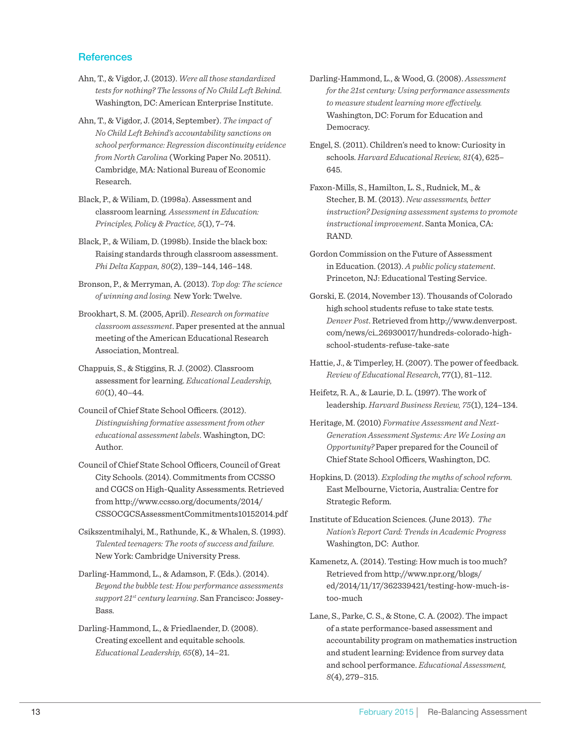## References

Ahn, T., & Vigdor, J. (2013). *Were all those standardized tests for nothing? The lessons of No Child Left Behind.* Washington, DC: American Enterprise Institute.

Ahn, T., & Vigdor, J. (2014, September). *The impact of No Child Left Behind's accountability sanctions on school performance: Regression discontinuity evidence from North Carolina* (Working Paper No. 20511). Cambridge, MA: National Bureau of Economic Research.

Black, P., & Wiliam, D. (1998a). Assessment and classroom learning. *Assessment in Education: Principles, Policy & Practice, 5*(1), 7–74.

Black, P., & Wiliam, D. (1998b). Inside the black box: Raising standards through classroom assessment. *Phi Delta Kappan, 80*(2), 139–144, 146–148.

Bronson, P., & Merryman, A. (2013). *Top dog: The science of winning and losing.* New York: Twelve.

Brookhart, S. M. (2005, April). *Research on formative classroom assessment*. Paper presented at the annual meeting of the American Educational Research Association, Montreal.

Chappuis, S., & Stiggins, R. J. (2002). Classroom assessment for learning. *Educational Leadership, 60*(1), 40–44.

Council of Chief State School Officers. (2012). *Distinguishing formative assessment from other educational assessment labels*. Washington, DC: Author.

Council of Chief State School Officers, Council of Great City Schools. (2014). Commitments from CCSSO and CGCS on High-Quality Assessments. Retrieved from http://www.ccsso.org/documents/2014/CSSOCGCSAssessmentCommitments10152014.pdf

Csikszentmihalyi, M., Rathunde, K., & Whalen, S. (1993). *Talented teenagers: The roots of success and failure.* New York: Cambridge University Press.

Darling-Hammond, L., & Adamson, F. (Eds.). (2014). *Beyond the bubble test: How performance assessments support 21st century learning*. San Francisco: Jossey-Bass.

Darling-Hammond, L., & Friedlaender, D. (2008). Creating excellent and equitable schools. *Educational Leadership, 65*(8), 14–21.

Darling-Hammond, L., & Wood, G. (2008). *Assessment for the 21st century: Using performance assessments to measure student learning more effectively.* Washington, DC: Forum for Education and Democracy.

Engel, S. (2011). Children's need to know: Curiosity in schools. *Harvard Educational Review, 81*(4), 625–645.

Faxon-Mills, S., Hamilton, L. S., Rudnick, M., & Stecher, B. M. (2013). *New assessments, better instruction? Designing assessment systems to promote instructional improvement*. Santa Monica, CA: RAND.

Gordon Commission on the Future of Assessment in Education. (2013). *A public policy statement*. Princeton, NJ: Educational Testing Service.

Gorski, E. (2014, November 13). Thousands of Colorado high school students refuse to take state tests. *Denver Post*. Retrieved from http://www.denverpost.com/news/ci_26930017/hundreds-colorado-high-school-students-refuse-take-sate

Hattie, J., & Timperley, H. (2007). The power of feedback. *Review of Educational Research*, 77(1), 81–112.

Heifetz, R. A., & Laurie, D. L. (1997). The work of leadership. *Harvard Business Review, 75*(1), 124–134.

Heritage, M. (2010) *Formative Assessment and Next-Generation Assessment Systems: Are We Losing an Opportunity?* Paper prepared for the Council of Chief State School Officers, Washington, DC.

Hopkins, D. (2013). *Exploding the myths of school reform.* East Melbourne, Victoria, Australia: Centre for Strategic Reform.

Institute of Education Sciences. (June 2013). *The Nation's Report Card: Trends in Academic Progress* Washington, DC: Author.

Kamenetz, A. (2014). Testing: How much is too much? Retrieved from http://www.npr.org/blogs/ed/2014/11/17/362339421/testing-how-much-is-too-much

Lane, S., Parke, C. S., & Stone, C. A. (2002). The impact of a state performance-based assessment and accountability program on mathematics instruction and student learning: Evidence from survey data and school performance. *Educational Assessment, 8*(4), 279–315.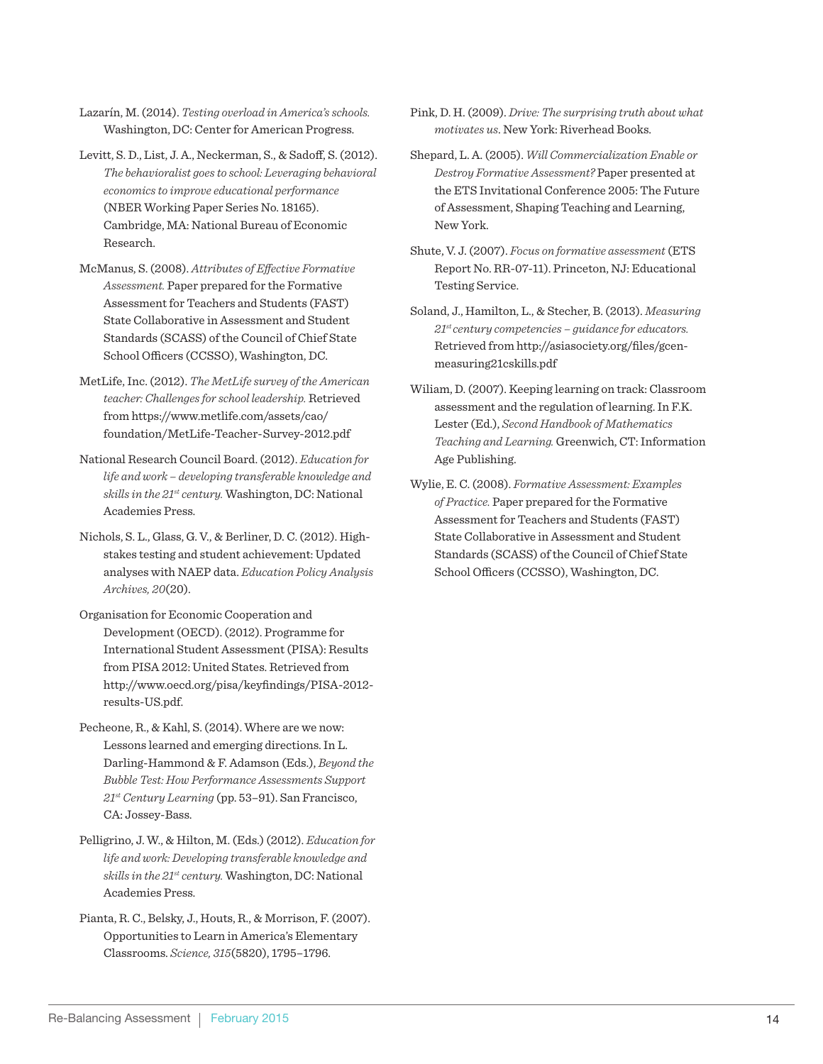Lazarín, M. (2014). *Testing overload in America's schools.* Washington, DC: Center for American Progress.

Levitt, S. D., List, J. A., Neckerman, S., & Sadoff, S. (2012). *The behavioralist goes to school: Leveraging behavioral economics to improve educational performance* (NBER Working Paper Series No. 18165). Cambridge, MA: National Bureau of Economic Research.

McManus, S. (2008). *Attributes of Effective Formative Assessment.* Paper prepared for the Formative Assessment for Teachers and Students (FAST) State Collaborative in Assessment and Student Standards (SCASS) of the Council of Chief State School Officers (CCSSO), Washington, DC.

MetLife, Inc. (2012). *The MetLife survey of the American teacher: Challenges for school leadership.* Retrieved from https://www.metlife.com/assets/cao/foundation/MetLife-Teacher-Survey-2012.pdf

National Research Council Board. (2012). *Education for life and work – developing transferable knowledge and skills in the 21st century.* Washington, DC: National Academies Press.

Nichols, S. L., Glass, G. V., & Berliner, D. C. (2012). High-stakes testing and student achievement: Updated analyses with NAEP data. *Education Policy Analysis Archives, 20*(20).

Organisation for Economic Cooperation and Development (OECD). (2012). Programme for International Student Assessment (PISA): Results from PISA 2012: United States. Retrieved from http://www.oecd.org/pisa/keyfindings/PISA-2012-results-US.pdf.

Pecheone, R., & Kahl, S. (2014). Where are we now: Lessons learned and emerging directions. In L. Darling-Hammond & F. Adamson (Eds.), *Beyond the Bubble Test: How Performance Assessments Support 21st Century Learning* (pp. 53–91). San Francisco, CA: Jossey-Bass.

Pelligrino, J. W., & Hilton, M. (Eds.) (2012). *Education for life and work: Developing transferable knowledge and skills in the 21st century.* Washington, DC: National Academies Press.

Pianta, R. C., Belsky, J., Houts, R., & Morrison, F. (2007). Opportunities to Learn in America's Elementary Classrooms. *Science, 315*(5820), 1795–1796.

Pink, D. H. (2009). *Drive: The surprising truth about what motivates us*. New York: Riverhead Books.

Shepard, L. A. (2005). *Will Commercialization Enable or Destroy Formative Assessment?* Paper presented at the ETS Invitational Conference 2005: The Future of Assessment, Shaping Teaching and Learning, New York.

Shute, V. J. (2007). *Focus on formative assessment* (ETS Report No. RR-07-11). Princeton, NJ: Educational Testing Service.

Soland, J., Hamilton, L., & Stecher, B. (2013). *Measuring 21st century competencies – guidance for educators.* Retrieved from http://asiasociety.org/files/gcen-measuring21cskills.pdf

Wiliam, D. (2007). Keeping learning on track: Classroom assessment and the regulation of learning. In F.K. Lester (Ed.), *Second Handbook of Mathematics Teaching and Learning.* Greenwich, CT: Information Age Publishing.

Wylie, E. C. (2008). *Formative Assessment: Examples of Practice.* Paper prepared for the Formative Assessment for Teachers and Students (FAST) State Collaborative in Assessment and Student Standards (SCASS) of the Council of Chief State School Officers (CCSSO), Washington, DC.